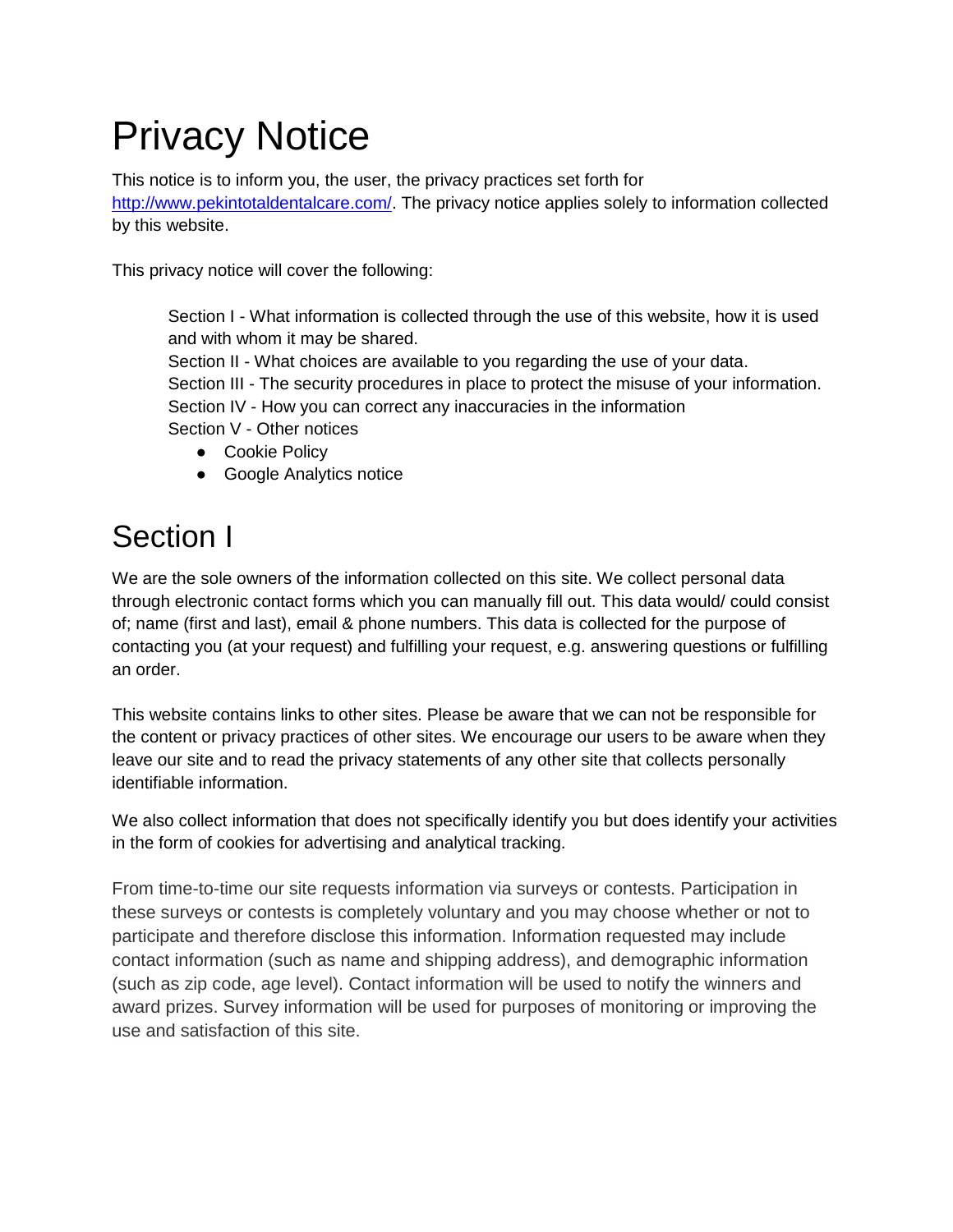# Privacy Notice

This notice is to inform you, the user, the privacy practices set forth for [http://www.pekintotaldentalcare.com/](http://www.pekintotaldentalcare.com/). The privacy notice applies solely to information collected by this website.

This privacy notice will cover the following:

Section I - What information is collected through the use of this website, how it is used and with whom it may be shared.
Section II - What choices are available to you regarding the use of your data.
Section III - The security procedures in place to protect the misuse of your information.
Section IV - How you can correct any inaccuracies in the information
Section V - Other notices

- Cookie Policy
- Google Analytics notice

## Section I

We are the sole owners of the information collected on this site. We collect personal data through electronic contact forms which you can manually fill out. This data would/ could consist of; name (first and last), email & phone numbers. This data is collected for the purpose of contacting you (at your request) and fulfilling your request, e.g. answering questions or fulfilling an order.

This website contains links to other sites. Please be aware that we can not be responsible for the content or privacy practices of other sites. We encourage our users to be aware when they leave our site and to read the privacy statements of any other site that collects personally identifiable information.

We also collect information that does not specifically identify you but does identify your activities in the form of cookies for advertising and analytical tracking.

From time-to-time our site requests information via surveys or contests. Participation in these surveys or contests is completely voluntary and you may choose whether or not to participate and therefore disclose this information. Information requested may include contact information (such as name and shipping address), and demographic information (such as zip code, age level). Contact information will be used to notify the winners and award prizes. Survey information will be used for purposes of monitoring or improving the use and satisfaction of this site.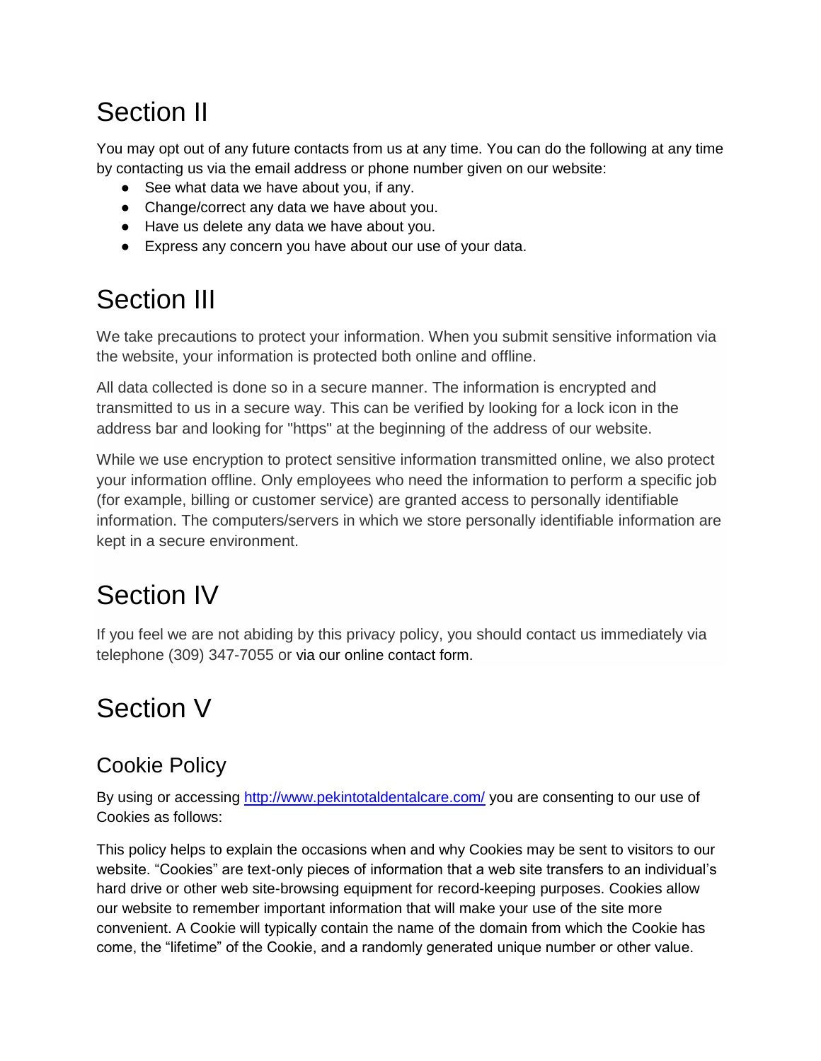# Section II

You may opt out of any future contacts from us at any time. You can do the following at any time by contacting us via the email address or phone number given on our website:

- See what data we have about you, if any.
- Change/correct any data we have about you.
- Have us delete any data we have about you.
- Express any concern you have about our use of your data.

# Section III

We take precautions to protect your information. When you submit sensitive information via the website, your information is protected both online and offline.

All data collected is done so in a secure manner. The information is encrypted and transmitted to us in a secure way. This can be verified by looking for a lock icon in the address bar and looking for "https" at the beginning of the address of our website.

While we use encryption to protect sensitive information transmitted online, we also protect your information offline. Only employees who need the information to perform a specific job (for example, billing or customer service) are granted access to personally identifiable information. The computers/servers in which we store personally identifiable information are kept in a secure environment.

# Section IV

If you feel we are not abiding by this privacy policy, you should contact us immediately via telephone (309) 347-7055 or via our online contact form.

# Section V

## Cookie Policy

By using or accessing [http://www.pekintotaldentalcare.com/](http://www.pekintotaldentalcare.com/) you are consenting to our use of Cookies as follows:

This policy helps to explain the occasions when and why Cookies may be sent to visitors to our website. "Cookies" are text-only pieces of information that a web site transfers to an individual's hard drive or other web site-browsing equipment for record-keeping purposes. Cookies allow our website to remember important information that will make your use of the site more convenient. A Cookie will typically contain the name of the domain from which the Cookie has come, the "lifetime" of the Cookie, and a randomly generated unique number or other value.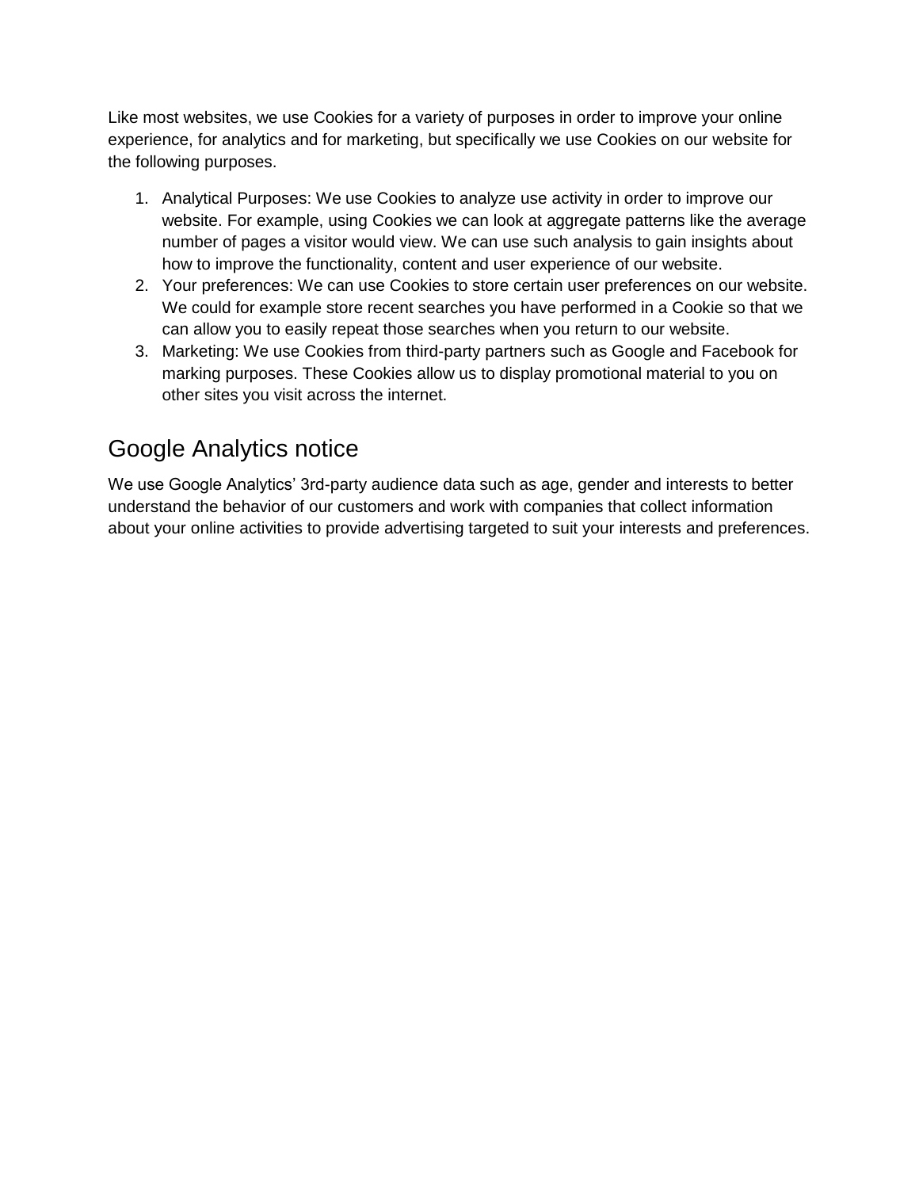Like most websites, we use Cookies for a variety of purposes in order to improve your online experience, for analytics and for marketing, but specifically we use Cookies on our website for the following purposes.

1. Analytical Purposes: We use Cookies to analyze use activity in order to improve our website. For example, using Cookies we can look at aggregate patterns like the average number of pages a visitor would view. We can use such analysis to gain insights about how to improve the functionality, content and user experience of our website.
2. Your preferences: We can use Cookies to store certain user preferences on our website. We could for example store recent searches you have performed in a Cookie so that we can allow you to easily repeat those searches when you return to our website.
3. Marketing: We use Cookies from third-party partners such as Google and Facebook for marking purposes. These Cookies allow us to display promotional material to you on other sites you visit across the internet.

## Google Analytics notice

We use Google Analytics' 3rd-party audience data such as age, gender and interests to better understand the behavior of our customers and work with companies that collect information about your online activities to provide advertising targeted to suit your interests and preferences.